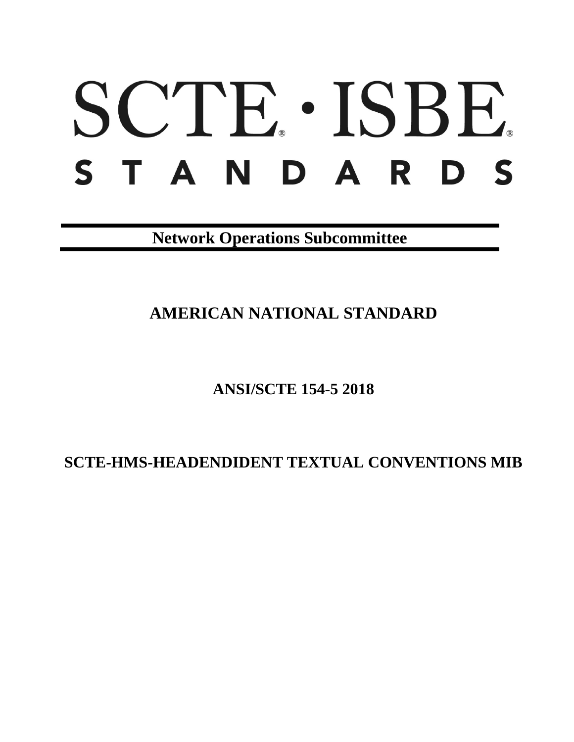# SCTE · ISBE STANDARDS

**Network Operations Subcommittee**

## AMERICAN NATIONAL STANDARD

## ANSI/SCTE 154-5 2018

## SCTE-HMS-HEADENDIDENT TEXTUAL CONVENTIONS MIB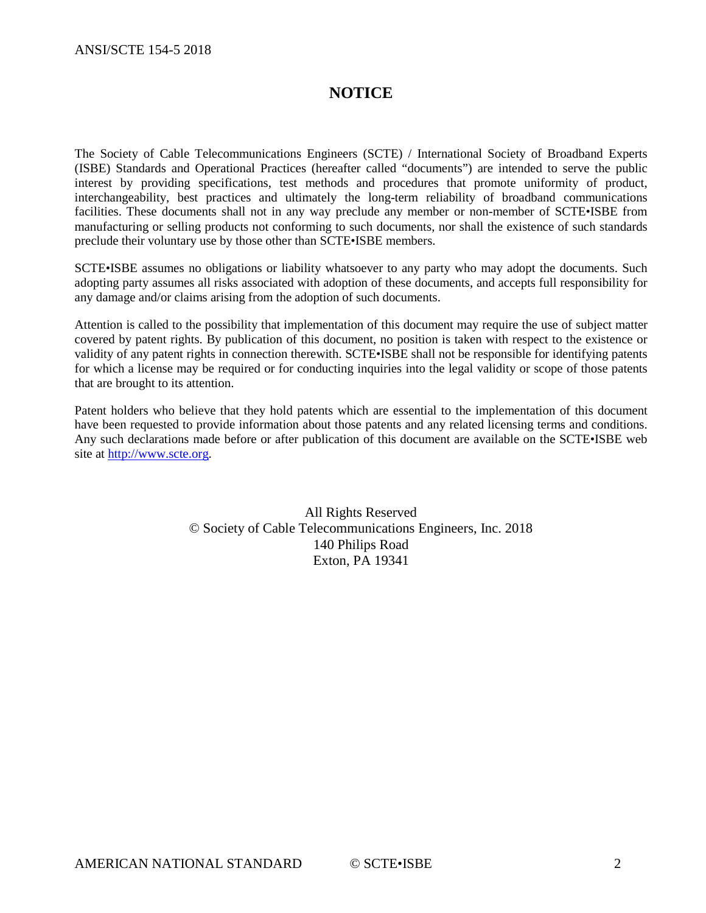# NOTICE

The Society of Cable Telecommunications Engineers (SCTE) / International Society of Broadband Experts (ISBE) Standards and Operational Practices (hereafter called "documents") are intended to serve the public interest by providing specifications, test methods and procedures that promote uniformity of product, interchangeability, best practices and ultimately the long-term reliability of broadband communications facilities. These documents shall not in any way preclude any member or non-member of SCTE•ISBE from manufacturing or selling products not conforming to such documents, nor shall the existence of such standards preclude their voluntary use by those other than SCTE•ISBE members.

SCTE•ISBE assumes no obligations or liability whatsoever to any party who may adopt the documents. Such adopting party assumes all risks associated with adoption of these documents, and accepts full responsibility for any damage and/or claims arising from the adoption of such documents.

Attention is called to the possibility that implementation of this document may require the use of subject matter covered by patent rights. By publication of this document, no position is taken with respect to the existence or validity of any patent rights in connection therewith. SCTE•ISBE shall not be responsible for identifying patents for which a license may be required or for conducting inquiries into the legal validity or scope of those patents that are brought to its attention.

Patent holders who believe that they hold patents which are essential to the implementation of this document have been requested to provide information about those patents and any related licensing terms and conditions. Any such declarations made before or after publication of this document are available on the SCTE•ISBE web site at http://www.scte.org.

All Rights Reserved
© Society of Cable Telecommunications Engineers, Inc. 2018
140 Philips Road
Exton, PA 19341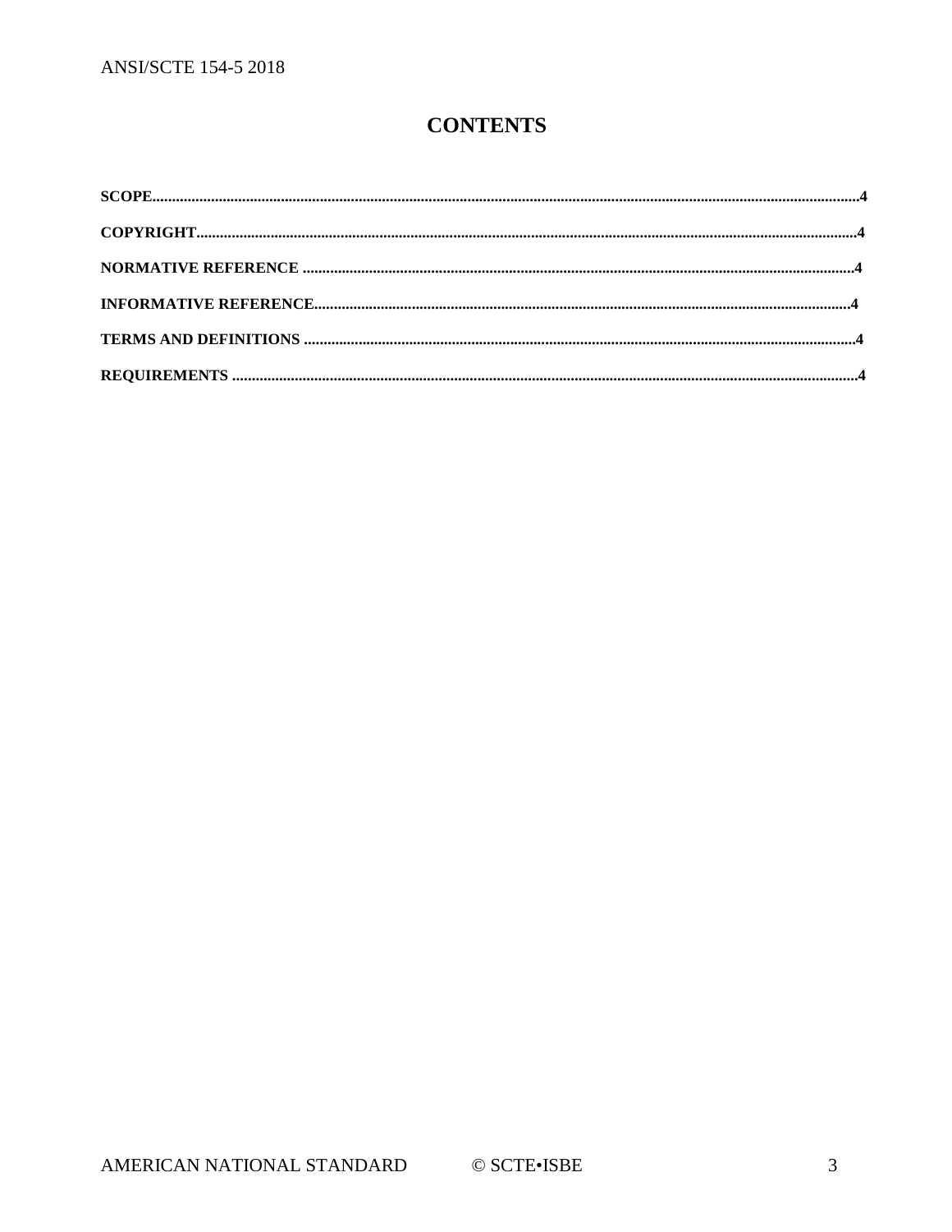# CONTENTS

**SCOPE**......................................................................................................................................................................4

**COPYRIGHT**...............................................................................................................................................................4

**NORMATIVE REFERENCE** ....................................................................................................................................4

**INFORMATIVE REFERENCE**.................................................................................................................................4

**TERMS AND DEFINITIONS** ...................................................................................................................................4

**REQUIREMENTS** .....................................................................................................................................................4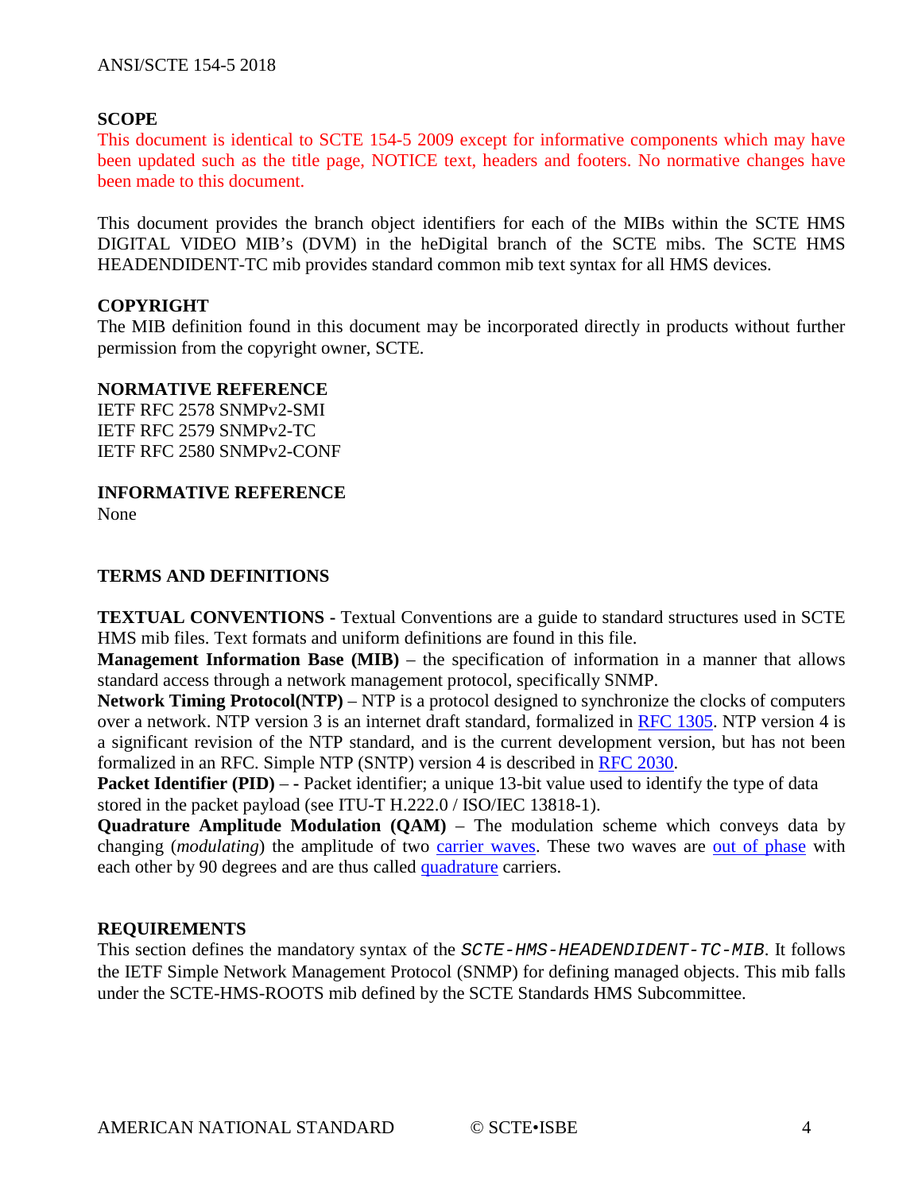## SCOPE

This document is identical to SCTE 154-5 2009 except for informative components which may have been updated such as the title page, NOTICE text, headers and footers. No normative changes have been made to this document.

This document provides the branch object identifiers for each of the MIBs within the SCTE HMS DIGITAL VIDEO MIB's (DVM) in the heDigital branch of the SCTE mibs. The SCTE HMS HEADENDIDENT-TC mib provides standard common mib text syntax for all HMS devices.

## COPYRIGHT

The MIB definition found in this document may be incorporated directly in products without further permission from the copyright owner, SCTE.

## NORMATIVE REFERENCE

IETF RFC 2578 SNMPv2-SMI
IETF RFC 2579 SNMPv2-TC
IETF RFC 2580 SNMPv2-CONF

## INFORMATIVE REFERENCE

None

## TERMS AND DEFINITIONS

**TEXTUAL CONVENTIONS -** Textual Conventions are a guide to standard structures used in SCTE HMS mib files. Text formats and uniform definitions are found in this file.
**Management Information Base (MIB)** – the specification of information in a manner that allows standard access through a network management protocol, specifically SNMP.
**Network Timing Protocol(NTP)** – NTP is a protocol designed to synchronize the clocks of computers over a network. NTP version 3 is an internet draft standard, formalized in RFC 1305. NTP version 4 is a significant revision of the NTP standard, and is the current development version, but has not been formalized in an RFC. Simple NTP (SNTP) version 4 is described in RFC 2030.
**Packet Identifier (PID)** – **-** Packet identifier; a unique 13-bit value used to identify the type of data stored in the packet payload (see ITU-T H.222.0 / ISO/IEC 13818-1).
**Quadrature Amplitude Modulation (QAM)** – The modulation scheme which conveys data by changing (*modulating*) the amplitude of two carrier waves. These two waves are out of phase with each other by 90 degrees and are thus called quadrature carriers.

## REQUIREMENTS

This section defines the mandatory syntax of the *SCTE-HMS-HEADENDIDENT-TC-MIB*. It follows the IETF Simple Network Management Protocol (SNMP) for defining managed objects. This mib falls under the SCTE-HMS-ROOTS mib defined by the SCTE Standards HMS Subcommittee.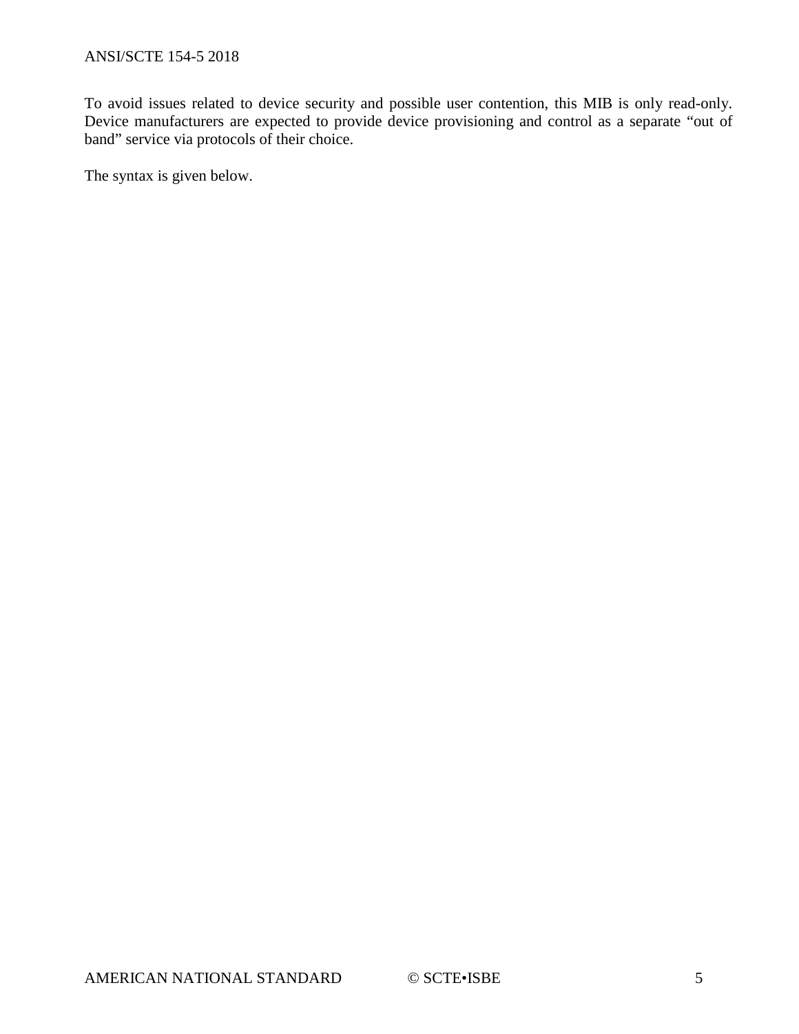To avoid issues related to device security and possible user contention, this MIB is only read-only. Device manufacturers are expected to provide device provisioning and control as a separate "out of band" service via protocols of their choice.

The syntax is given below.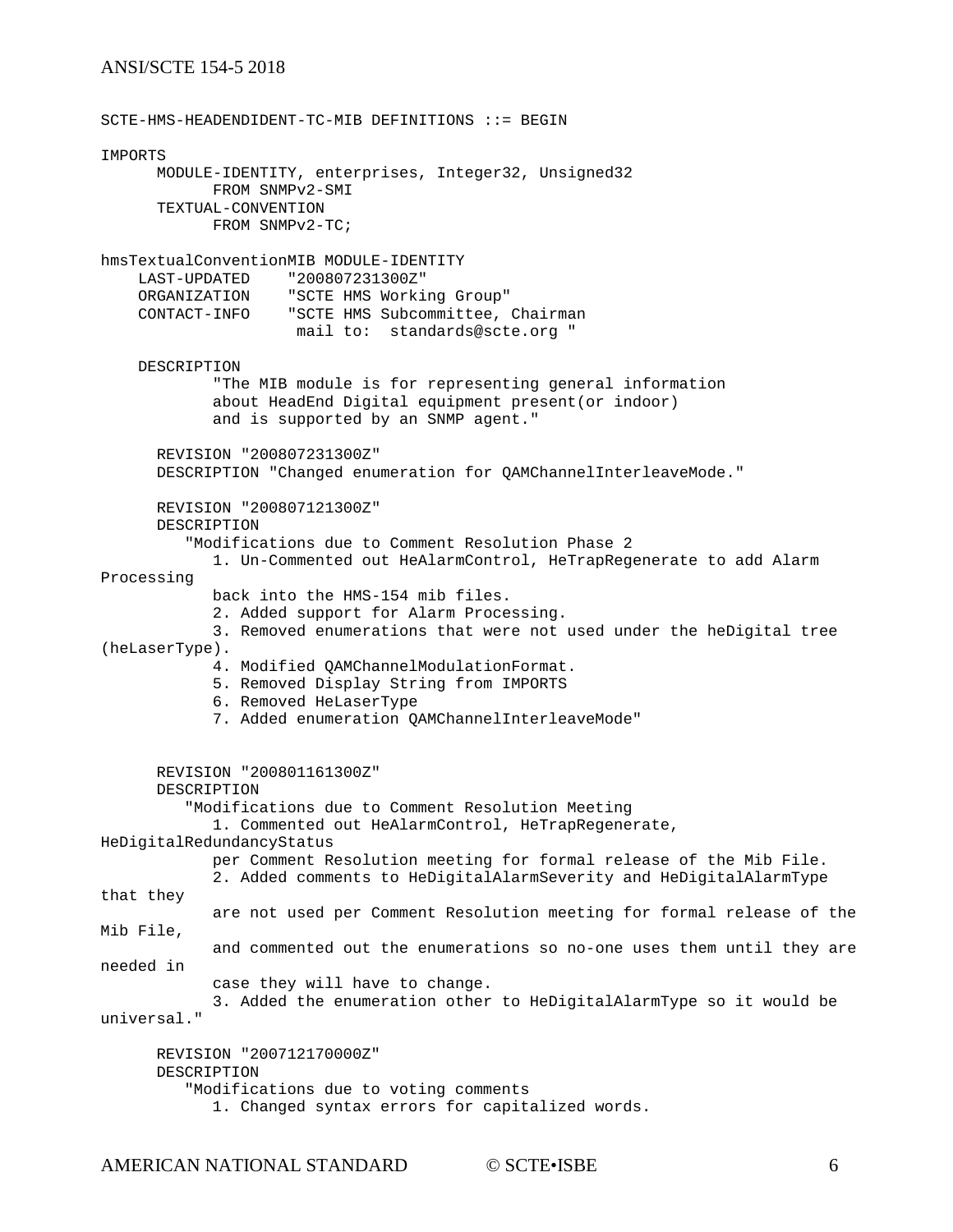```
SCTE-HMS-HEADENDIDENT-TC-MIB DEFINITIONS ::= BEGIN

IMPORTS
      MODULE-IDENTITY, enterprises, Integer32, Unsigned32
            FROM SNMPv2-SMI
      TEXTUAL-CONVENTION
            FROM SNMPv2-TC;

hmsTextualConventionMIB MODULE-IDENTITY
    LAST-UPDATED    "200807231300Z"
    ORGANIZATION    "SCTE HMS Working Group"
    CONTACT-INFO    "SCTE HMS Subcommittee, Chairman
                     mail to:  standards@scte.org "

    DESCRIPTION
            "The MIB module is for representing general information
            about HeadEnd Digital equipment present(or indoor)
            and is supported by an SNMP agent."

      REVISION "200807231300Z"
      DESCRIPTION "Changed enumeration for QAMChannelInterleaveMode."

      REVISION "200807121300Z"
      DESCRIPTION
         "Modifications due to Comment Resolution Phase 2
            1. Un-Commented out HeAlarmControl, HeTrapRegenerate to add Alarm
Processing
            back into the HMS-154 mib files.
            2. Added support for Alarm Processing.
            3. Removed enumerations that were not used under the heDigital tree
(heLaserType).
            4. Modified QAMChannelModulationFormat.
            5. Removed Display String from IMPORTS
            6. Removed HeLaserType
            7. Added enumeration QAMChannelInterleaveMode"


      REVISION "200801161300Z"
      DESCRIPTION
         "Modifications due to Comment Resolution Meeting
            1. Commented out HeAlarmControl, HeTrapRegenerate,
HeDigitalRedundancyStatus
            per Comment Resolution meeting for formal release of the Mib File.
            2. Added comments to HeDigitalAlarmSeverity and HeDigitalAlarmType
that they
            are not used per Comment Resolution meeting for formal release of the
Mib File,
            and commented out the enumerations so no-one uses them until they are
needed in
            case they will have to change.
            3. Added the enumeration other to HeDigitalAlarmType so it would be
universal."

      REVISION "200712170000Z"
      DESCRIPTION
         "Modifications due to voting comments
            1. Changed syntax errors for capitalized words.
```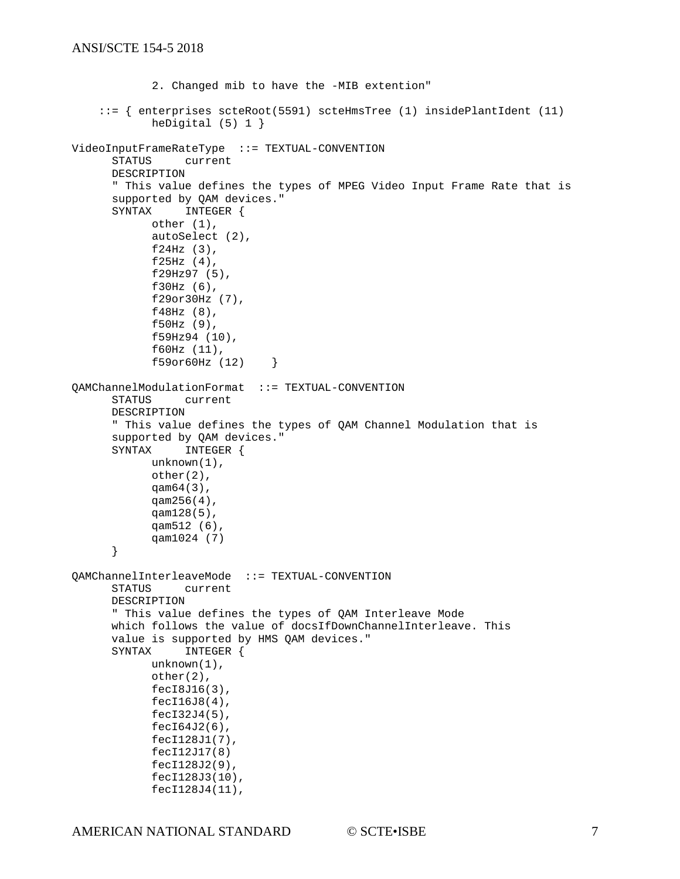```
            2. Changed mib to have the -MIB extention"

    ::= { enterprises scteRoot(5591) scteHmsTree (1) insidePlantIdent (11)
            heDigital (5) 1 }

VideoInputFrameRateType  ::= TEXTUAL-CONVENTION
      STATUS     current
      DESCRIPTION
      " This value defines the types of MPEG Video Input Frame Rate that is
      supported by QAM devices."
      SYNTAX     INTEGER {
            other (1),
            autoSelect (2),
            f24Hz (3),
            f25Hz (4),
            f29Hz97 (5),
            f30Hz (6),
            f29or30Hz (7),
            f48Hz (8),
            f50Hz (9),
            f59Hz94 (10),
            f60Hz (11),
            f59or60Hz (12)    }

QAMChannelModulationFormat  ::= TEXTUAL-CONVENTION
      STATUS     current
      DESCRIPTION
      " This value defines the types of QAM Channel Modulation that is
      supported by QAM devices."
      SYNTAX     INTEGER {
            unknown(1),
            other(2),
            qam64(3),
            qam256(4),
            qam128(5),
            qam512 (6),
            qam1024 (7)
      }

QAMChannelInterleaveMode  ::= TEXTUAL-CONVENTION
      STATUS     current
      DESCRIPTION
      " This value defines the types of QAM Interleave Mode
      which follows the value of docsIfDownChannelInterleave. This
      value is supported by HMS QAM devices."
      SYNTAX     INTEGER {
            unknown(1),
            other(2),
            fecI8J16(3),
            fecI16J8(4),
            fecI32J4(5),
            fecI64J2(6),
            fecI128J1(7),
            fecI12J17(8)
            fecI128J2(9),
            fecI128J3(10),
            fecI128J4(11),
```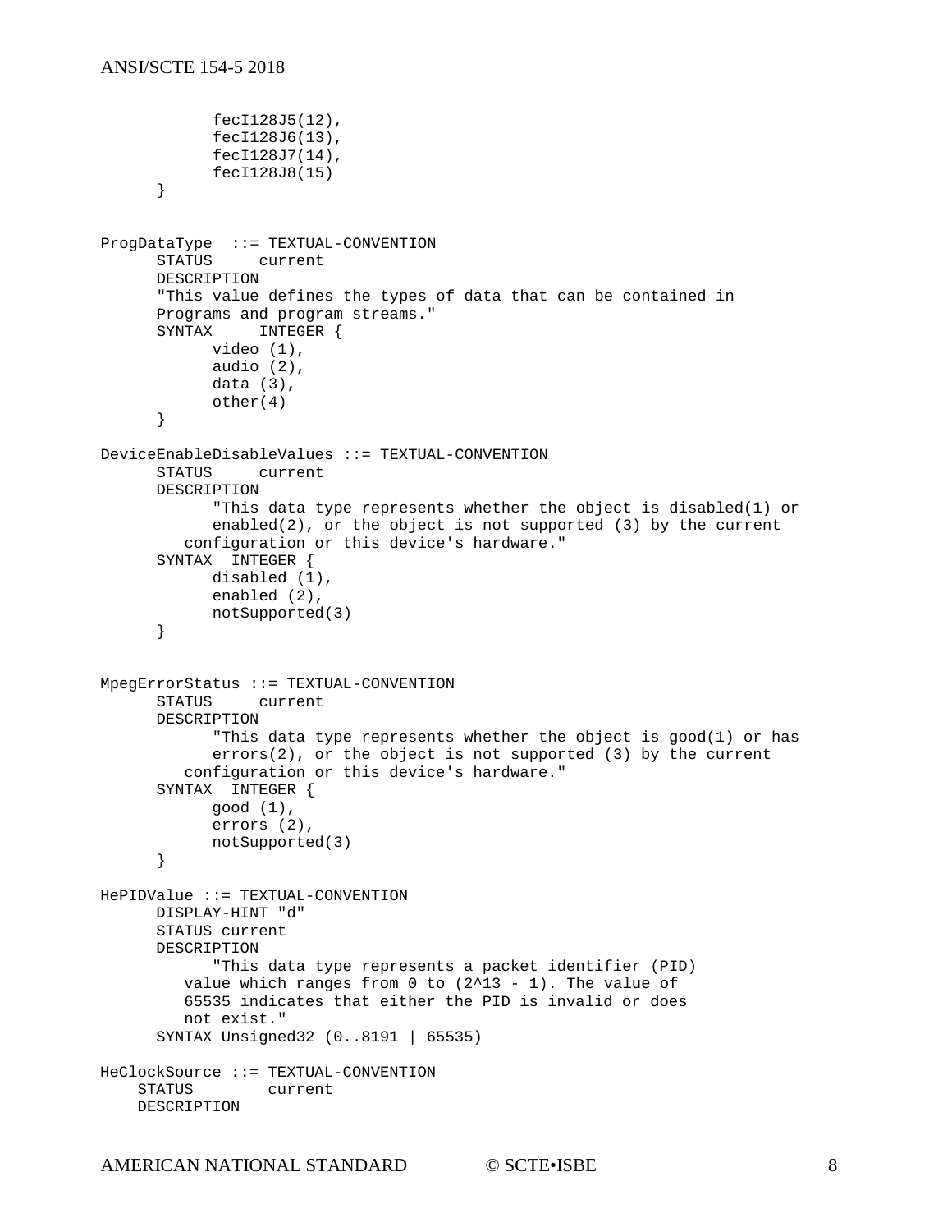```
            fecI128J5(12),
            fecI128J6(13),
            fecI128J7(14),
            fecI128J8(15)
      }


ProgDataType  ::= TEXTUAL-CONVENTION
      STATUS     current
      DESCRIPTION
      "This value defines the types of data that can be contained in
      Programs and program streams."
      SYNTAX     INTEGER {
            video (1),
            audio (2),
            data (3),
            other(4)
      }

DeviceEnableDisableValues ::= TEXTUAL-CONVENTION
      STATUS     current
      DESCRIPTION
            "This data type represents whether the object is disabled(1) or
            enabled(2), or the object is not supported (3) by the current
         configuration or this device's hardware."
      SYNTAX  INTEGER {
            disabled (1),
            enabled (2),
            notSupported(3)
      }


MpegErrorStatus ::= TEXTUAL-CONVENTION
      STATUS     current
      DESCRIPTION
            "This data type represents whether the object is good(1) or has
            errors(2), or the object is not supported (3) by the current
         configuration or this device's hardware."
      SYNTAX  INTEGER {
            good (1),
            errors (2),
            notSupported(3)
      }

HePIDValue ::= TEXTUAL-CONVENTION
      DISPLAY-HINT "d"
      STATUS current
      DESCRIPTION
            "This data type represents a packet identifier (PID)
         value which ranges from 0 to (2^13 - 1). The value of
         65535 indicates that either the PID is invalid or does
         not exist."
      SYNTAX Unsigned32 (0..8191 | 65535)

HeClockSource ::= TEXTUAL-CONVENTION
    STATUS        current
    DESCRIPTION
```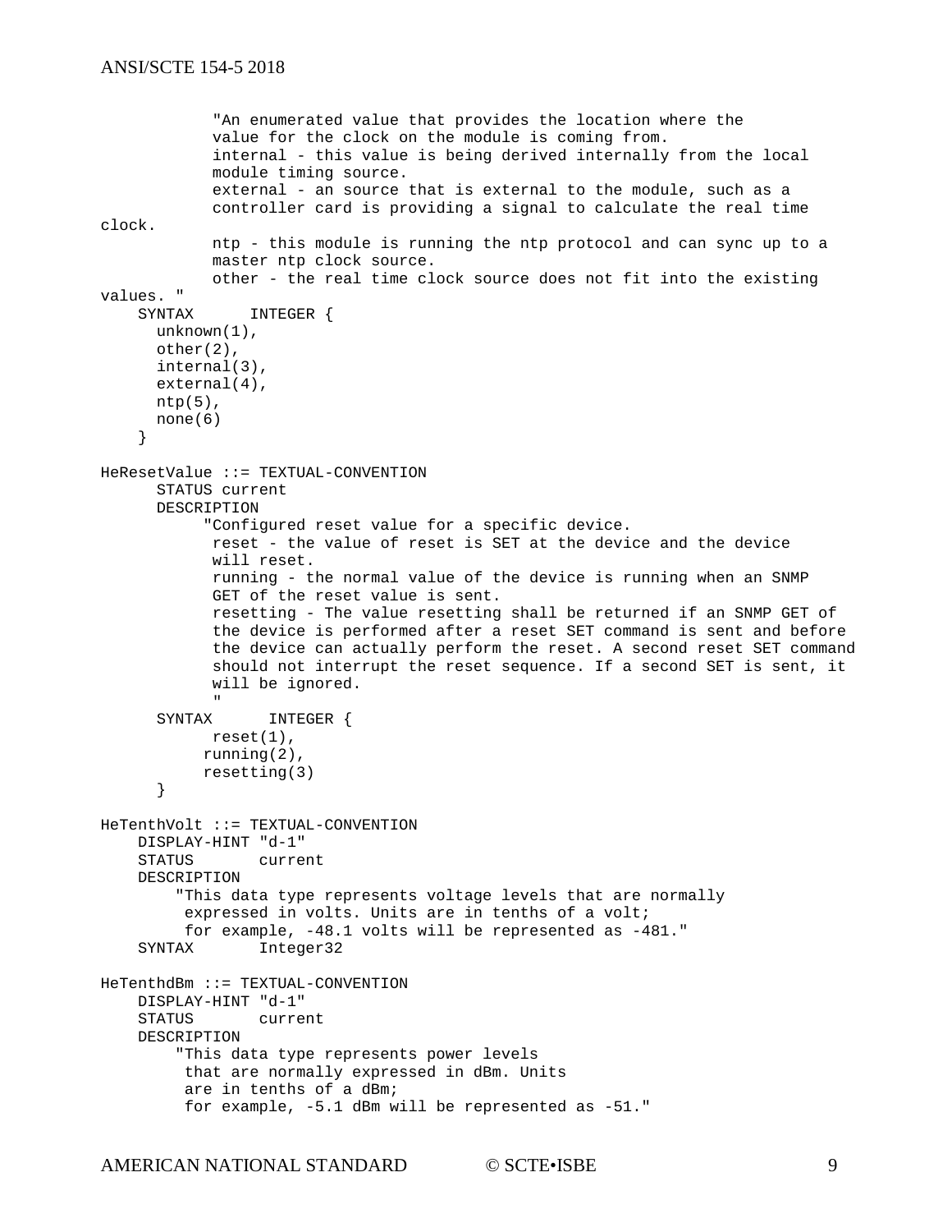```
            "An enumerated value that provides the location where the
            value for the clock on the module is coming from.
            internal - this value is being derived internally from the local
            module timing source.
            external - an source that is external to the module, such as a
            controller card is providing a signal to calculate the real time
clock.
            ntp - this module is running the ntp protocol and can sync up to a
            master ntp clock source.
            other - the real time clock source does not fit into the existing
values. "
    SYNTAX      INTEGER {
      unknown(1),
      other(2),
      internal(3),
      external(4),
      ntp(5),
      none(6)
    }

HeResetValue ::= TEXTUAL-CONVENTION
      STATUS current
      DESCRIPTION
           "Configured reset value for a specific device.
            reset - the value of reset is SET at the device and the device
            will reset.
            running - the normal value of the device is running when an SNMP
            GET of the reset value is sent.
            resetting - The value resetting shall be returned if an SNMP GET of
            the device is performed after a reset SET command is sent and before
            the device can actually perform the reset. A second reset SET command
            should not interrupt the reset sequence. If a second SET is sent, it
            will be ignored.
            "
      SYNTAX      INTEGER {
            reset(1),
           running(2),
           resetting(3)
      }

HeTenthVolt ::= TEXTUAL-CONVENTION
    DISPLAY-HINT "d-1"
    STATUS       current
    DESCRIPTION
        "This data type represents voltage levels that are normally
         expressed in volts. Units are in tenths of a volt;
         for example, -48.1 volts will be represented as -481."
    SYNTAX       Integer32

HeTenthdBm ::= TEXTUAL-CONVENTION
    DISPLAY-HINT "d-1"
    STATUS       current
    DESCRIPTION
        "This data type represents power levels
         that are normally expressed in dBm. Units
         are in tenths of a dBm;
         for example, -5.1 dBm will be represented as -51."
```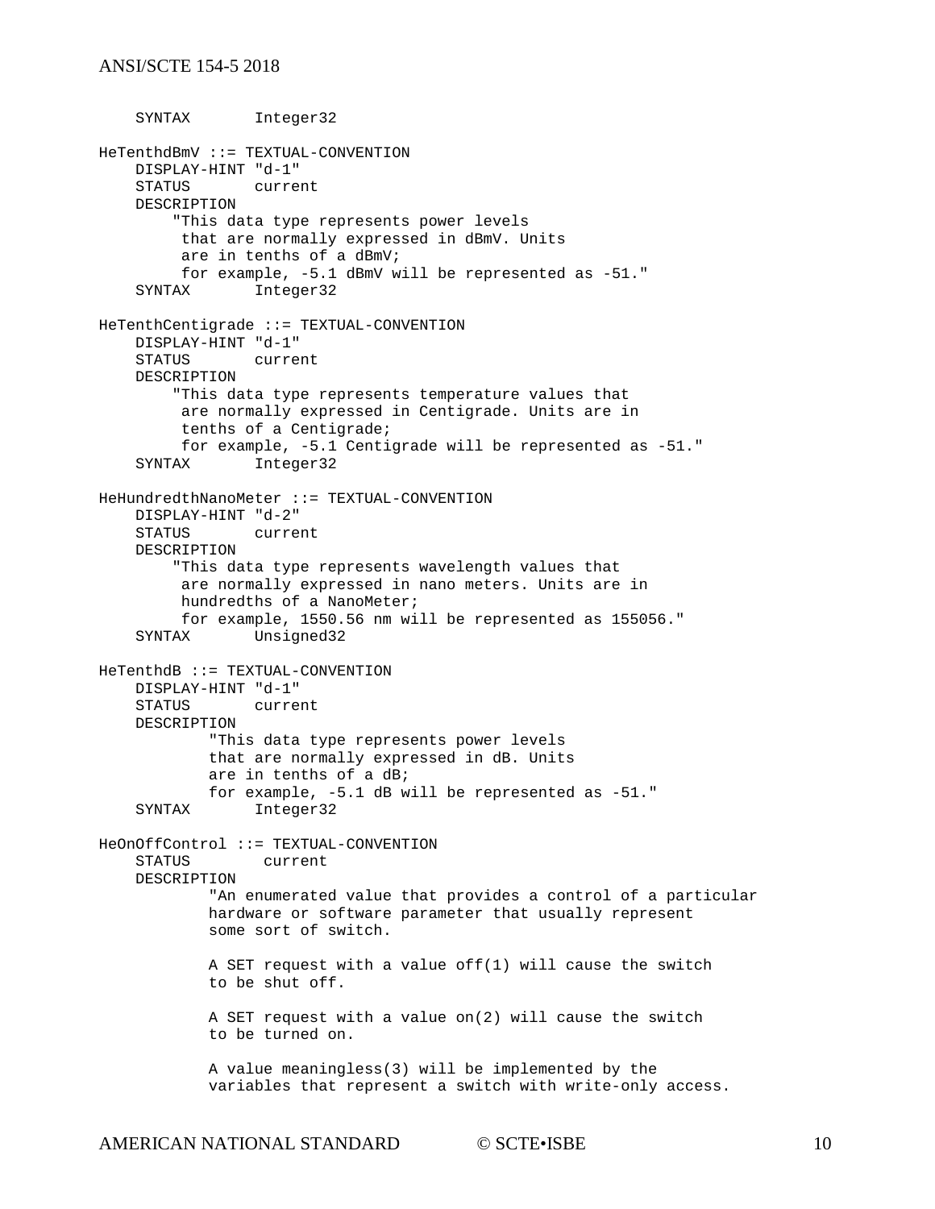```
    SYNTAX       Integer32

HeTenthdBmV ::= TEXTUAL-CONVENTION
    DISPLAY-HINT "d-1"
    STATUS       current
    DESCRIPTION
        "This data type represents power levels
         that are normally expressed in dBmV. Units
         are in tenths of a dBmV;
         for example, -5.1 dBmV will be represented as -51."
    SYNTAX       Integer32

HeTenthCentigrade ::= TEXTUAL-CONVENTION
    DISPLAY-HINT "d-1"
    STATUS       current
    DESCRIPTION
        "This data type represents temperature values that
         are normally expressed in Centigrade. Units are in
         tenths of a Centigrade;
         for example, -5.1 Centigrade will be represented as -51."
    SYNTAX       Integer32

HeHundredthNanoMeter ::= TEXTUAL-CONVENTION
    DISPLAY-HINT "d-2"
    STATUS       current
    DESCRIPTION
        "This data type represents wavelength values that
         are normally expressed in nano meters. Units are in
         hundredths of a NanoMeter;
         for example, 1550.56 nm will be represented as 155056."
    SYNTAX       Unsigned32

HeTenthdB ::= TEXTUAL-CONVENTION
    DISPLAY-HINT "d-1"
    STATUS       current
    DESCRIPTION
            "This data type represents power levels
            that are normally expressed in dB. Units
            are in tenths of a dB;
            for example, -5.1 dB will be represented as -51."
    SYNTAX       Integer32

HeOnOffControl ::= TEXTUAL-CONVENTION
    STATUS        current
    DESCRIPTION
            "An enumerated value that provides a control of a particular
            hardware or software parameter that usually represent
            some sort of switch.

            A SET request with a value off(1) will cause the switch
            to be shut off.

            A SET request with a value on(2) will cause the switch
            to be turned on.

            A value meaningless(3) will be implemented by the
            variables that represent a switch with write-only access.
```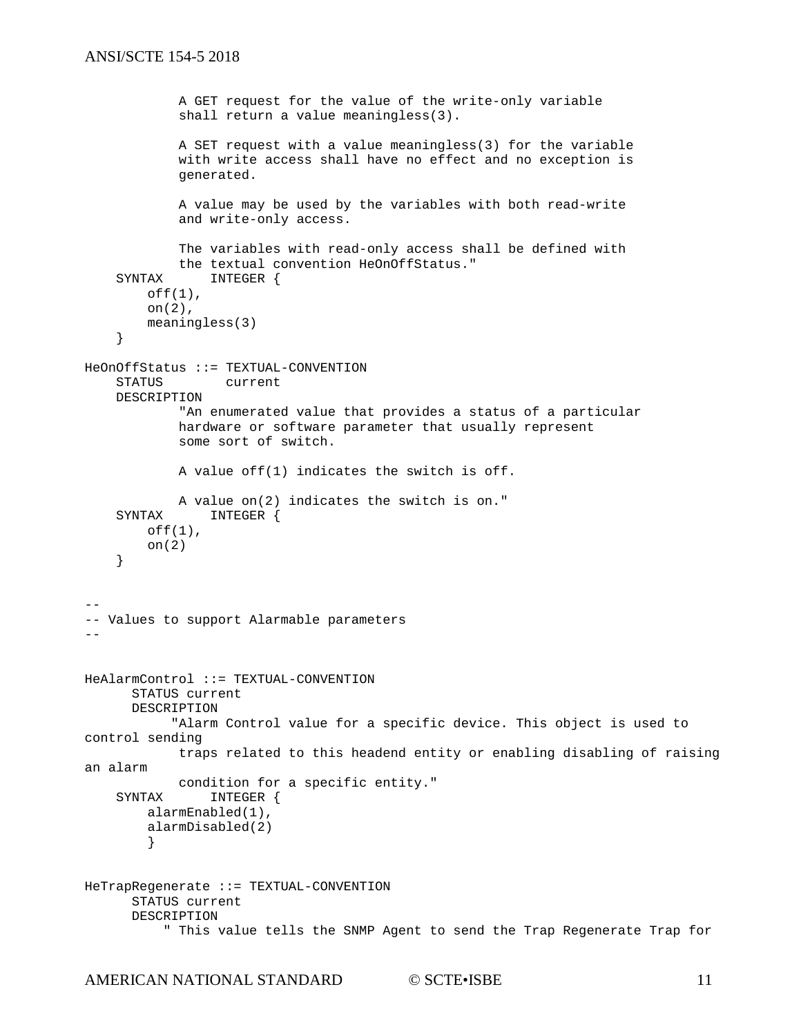```
            A GET request for the value of the write-only variable
            shall return a value meaningless(3).

            A SET request with a value meaningless(3) for the variable
            with write access shall have no effect and no exception is
            generated.

            A value may be used by the variables with both read-write
            and write-only access.

            The variables with read-only access shall be defined with
            the textual convention HeOnOffStatus."
    SYNTAX      INTEGER {
        off(1),
        on(2),
        meaningless(3)
    }

HeOnOffStatus ::= TEXTUAL-CONVENTION
    STATUS        current
    DESCRIPTION
            "An enumerated value that provides a status of a particular
            hardware or software parameter that usually represent
            some sort of switch.

            A value off(1) indicates the switch is off.

            A value on(2) indicates the switch is on."
    SYNTAX      INTEGER {
        off(1),
        on(2)
    }


--
-- Values to support Alarmable parameters
--


HeAlarmControl ::= TEXTUAL-CONVENTION
      STATUS current
      DESCRIPTION
           "Alarm Control value for a specific device. This object is used to
control sending
            traps related to this headend entity or enabling disabling of raising
an alarm
            condition for a specific entity."
    SYNTAX      INTEGER {
        alarmEnabled(1),
        alarmDisabled(2)
        }


HeTrapRegenerate ::= TEXTUAL-CONVENTION
      STATUS current
      DESCRIPTION
          " This value tells the SNMP Agent to send the Trap Regenerate Trap for
```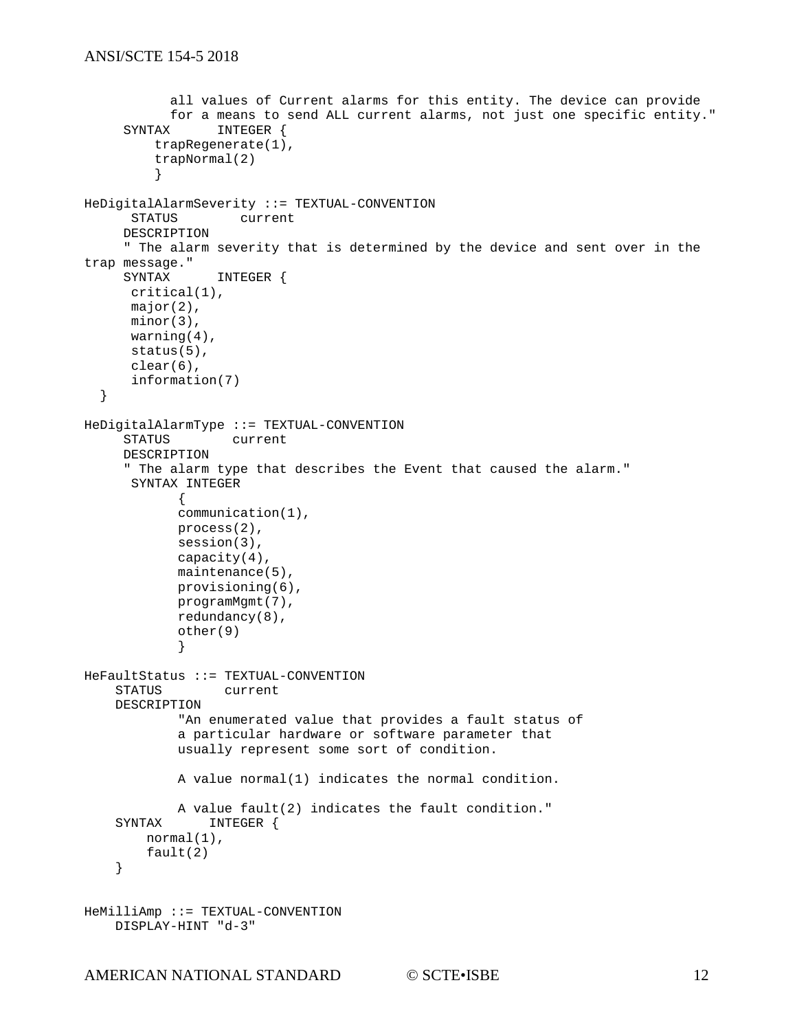```
            all values of Current alarms for this entity. The device can provide
            for a means to send ALL current alarms, not just one specific entity."
      SYNTAX      INTEGER {
          trapRegenerate(1),
          trapNormal(2)
          }

HeDigitalAlarmSeverity ::= TEXTUAL-CONVENTION
       STATUS        current
      DESCRIPTION
      " The alarm severity that is determined by the device and sent over in the
trap message."
      SYNTAX      INTEGER {
       critical(1),
       major(2),
       minor(3),
       warning(4),
       status(5),
       clear(6),
       information(7)
  }

HeDigitalAlarmType ::= TEXTUAL-CONVENTION
      STATUS        current
      DESCRIPTION
      " The alarm type that describes the Event that caused the alarm."
       SYNTAX INTEGER
             {
             communication(1),
             process(2),
             session(3),
             capacity(4),
             maintenance(5),
             provisioning(6),
             programMgmt(7),
             redundancy(8),
             other(9)
             }

HeFaultStatus ::= TEXTUAL-CONVENTION
     STATUS        current
     DESCRIPTION
             "An enumerated value that provides a fault status of
             a particular hardware or software parameter that
             usually represent some sort of condition.

             A value normal(1) indicates the normal condition.

             A value fault(2) indicates the fault condition."
     SYNTAX      INTEGER {
         normal(1),
         fault(2)
     }


HeMilliAmp ::= TEXTUAL-CONVENTION
     DISPLAY-HINT "d-3"
```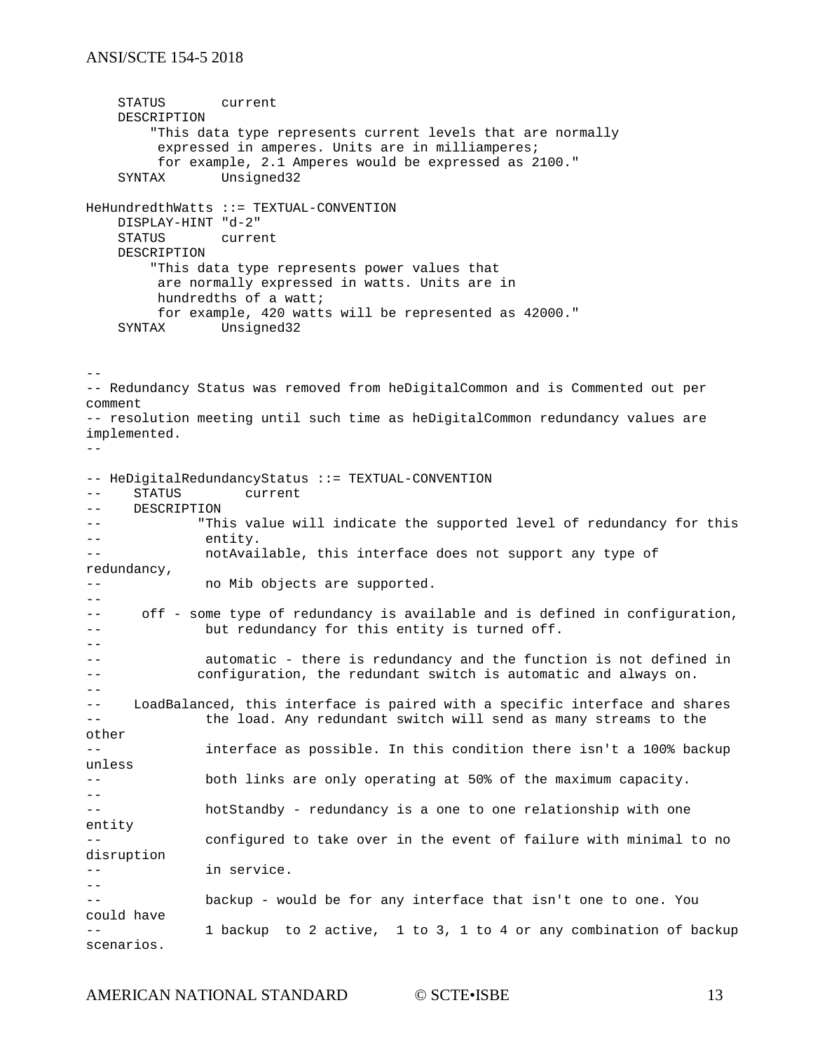```
    STATUS       current
    DESCRIPTION
        "This data type represents current levels that are normally
         expressed in amperes. Units are in milliamperes;
         for example, 2.1 Amperes would be expressed as 2100."
    SYNTAX       Unsigned32

HeHundredthWatts ::= TEXTUAL-CONVENTION
    DISPLAY-HINT "d-2"
    STATUS       current
    DESCRIPTION
        "This data type represents power values that
         are normally expressed in watts. Units are in
         hundredths of a watt;
         for example, 420 watts will be represented as 42000."
    SYNTAX       Unsigned32


--
-- Redundancy Status was removed from heDigitalCommon and is Commented out per
comment
-- resolution meeting until such time as heDigitalCommon redundancy values are
implemented.
--

-- HeDigitalRedundancyStatus ::= TEXTUAL-CONVENTION
--    STATUS        current
--    DESCRIPTION
--            "This value will indicate the supported level of redundancy for this
--             entity.
--             notAvailable, this interface does not support any type of
redundancy,
--             no Mib objects are supported.
--
--     off - some type of redundancy is available and is defined in configuration,
--             but redundancy for this entity is turned off.
--
--             automatic - there is redundancy and the function is not defined in
--            configuration, the redundant switch is automatic and always on.
--
--    LoadBalanced, this interface is paired with a specific interface and shares
--             the load. Any redundant switch will send as many streams to the
other
--             interface as possible. In this condition there isn't a 100% backup
unless
--             both links are only operating at 50% of the maximum capacity.
--
--             hotStandby - redundancy is a one to one relationship with one
entity
--             configured to take over in the event of failure with minimal to no
disruption
--             in service.
--
--             backup - would be for any interface that isn't one to one. You
could have
--             1 backup  to 2 active,  1 to 3, 1 to 4 or any combination of backup
scenarios.
```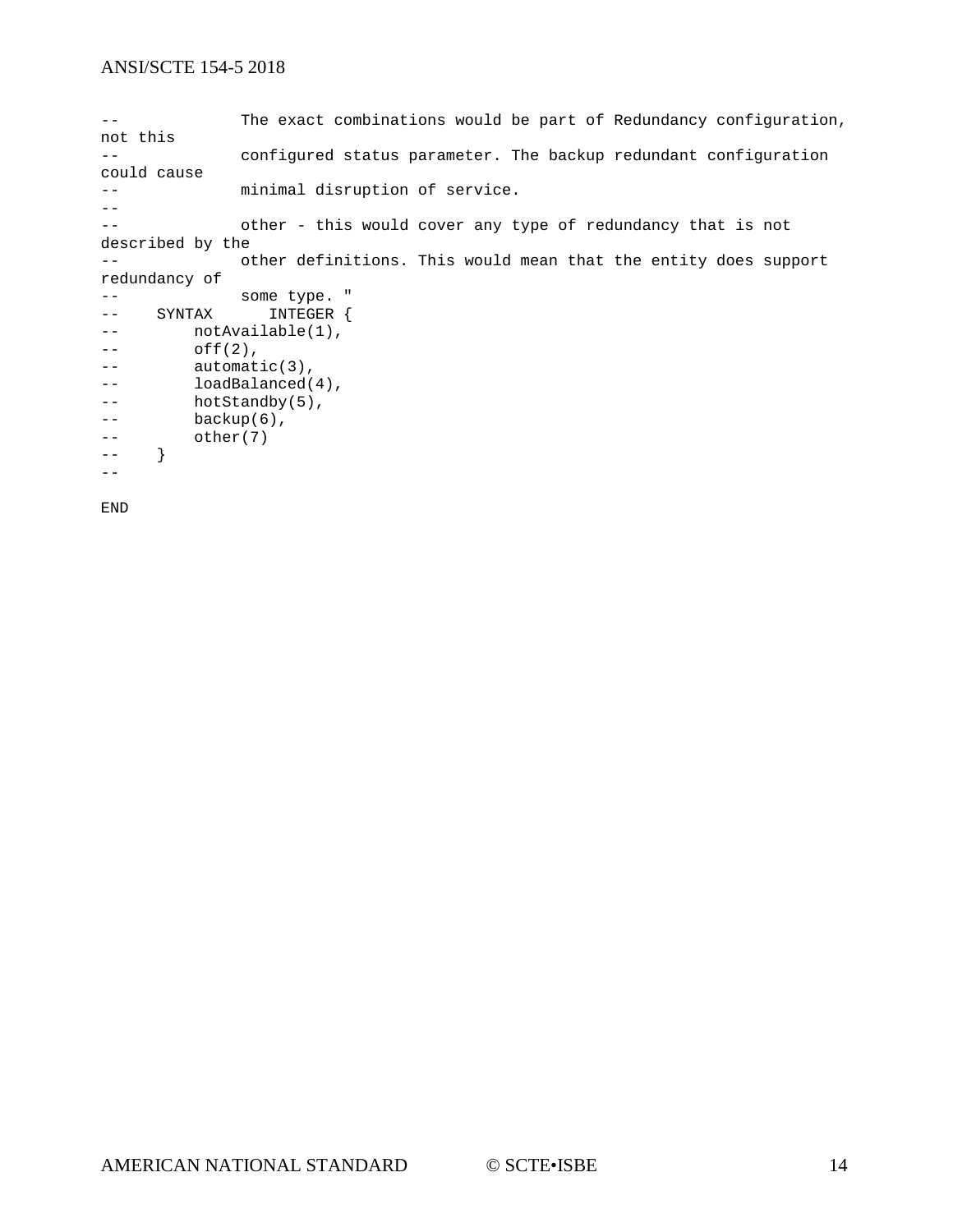```
--             The exact combinations would be part of Redundancy configuration,
not this
--             configured status parameter. The backup redundant configuration
could cause
--             minimal disruption of service.
--
--             other - this would cover any type of redundancy that is not
described by the
--             other definitions. This would mean that the entity does support
redundancy of
--             some type. "
--    SYNTAX      INTEGER {
--        notAvailable(1),
--        off(2),
--        automatic(3),
--        loadBalanced(4),
--        hotStandby(5),
--        backup(6),
--        other(7)
--    }
--

END
```